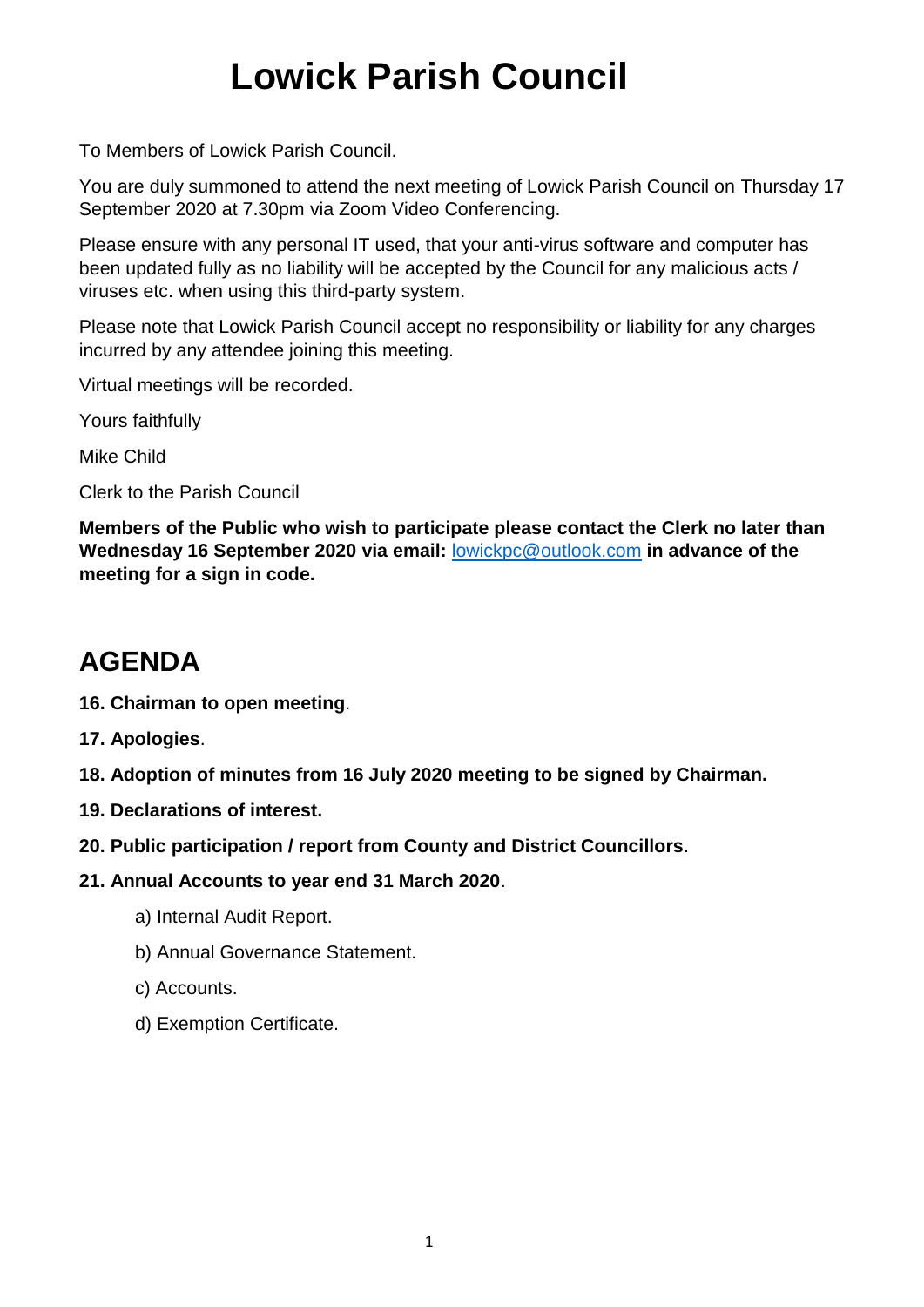# Lowick Parish Council

To Members of Lowick Parish Council.

You are duly summoned to attend the next meeting of Lowick Parish Council on Thursday 17 September 2020 at 7.30pm via Zoom Video Conferencing.

Please ensure with any personal IT used, that your anti-virus software and computer has been updated fully as no liability will be accepted by the Council for any malicious acts / viruses etc. when using this third-party system.

Please note that Lowick Parish Council accept no responsibility or liability for any charges incurred by any attendee joining this meeting.

Virtual meetings will be recorded.

Yours faithfully

Mike Child

Clerk to the Parish Council

**Members of the Public who wish to participate please contact the Clerk no later than Wednesday 16 September 2020 via email:** lowickpc@outlook.com **in advance of the meeting for a sign in code.**

## AGENDA

**16. Chairman to open meeting**.

**17. Apologies**.

**18. Adoption of minutes from 16 July 2020 meeting to be signed by Chairman.**

**19. Declarations of interest.**

**20. Public participation / report from County and District Councillors**.

**21. Annual Accounts to year end 31 March 2020**.

- a) Internal Audit Report.
- b) Annual Governance Statement.
- c) Accounts.
- d) Exemption Certificate.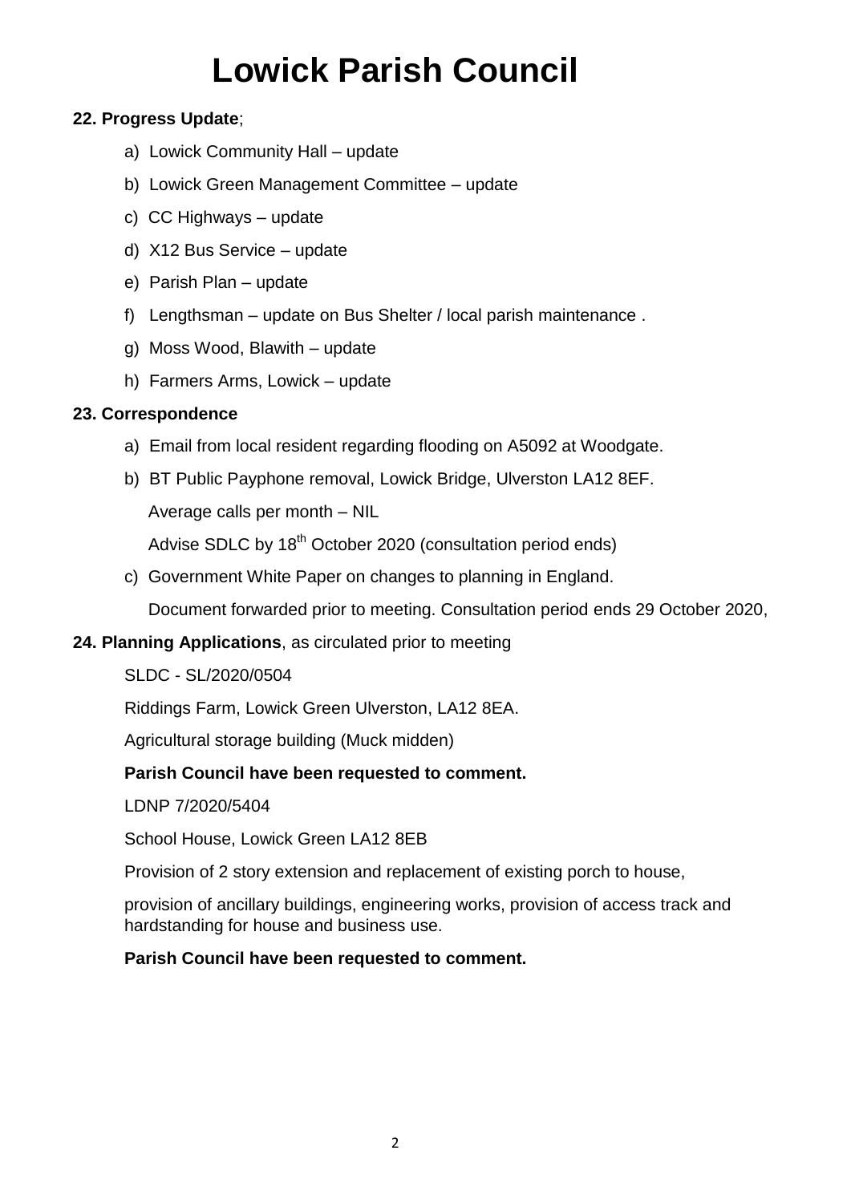# Lowick Parish Council

**22. Progress Update**;

a) Lowick Community Hall – update

b) Lowick Green Management Committee – update

c) CC Highways – update

d) X12 Bus Service – update

e) Parish Plan – update

f) Lengthsman – update on Bus Shelter / local parish maintenance .

g) Moss Wood, Blawith – update

h) Farmers Arms, Lowick – update

**23. Correspondence**

a) Email from local resident regarding flooding on A5092 at Woodgate.

b) BT Public Payphone removal, Lowick Bridge, Ulverston LA12 8EF.

Average calls per month – NIL

Advise SDLC by 18th October 2020 (consultation period ends)

c) Government White Paper on changes to planning in England.

Document forwarded prior to meeting. Consultation period ends 29 October 2020,

**24. Planning Applications**, as circulated prior to meeting

SLDC - SL/2020/0504

Riddings Farm, Lowick Green Ulverston, LA12 8EA.

Agricultural storage building (Muck midden)

**Parish Council have been requested to comment.**

LDNP 7/2020/5404

School House, Lowick Green LA12 8EB

Provision of 2 story extension and replacement of existing porch to house,

provision of ancillary buildings, engineering works, provision of access track and hardstanding for house and business use.

**Parish Council have been requested to comment.**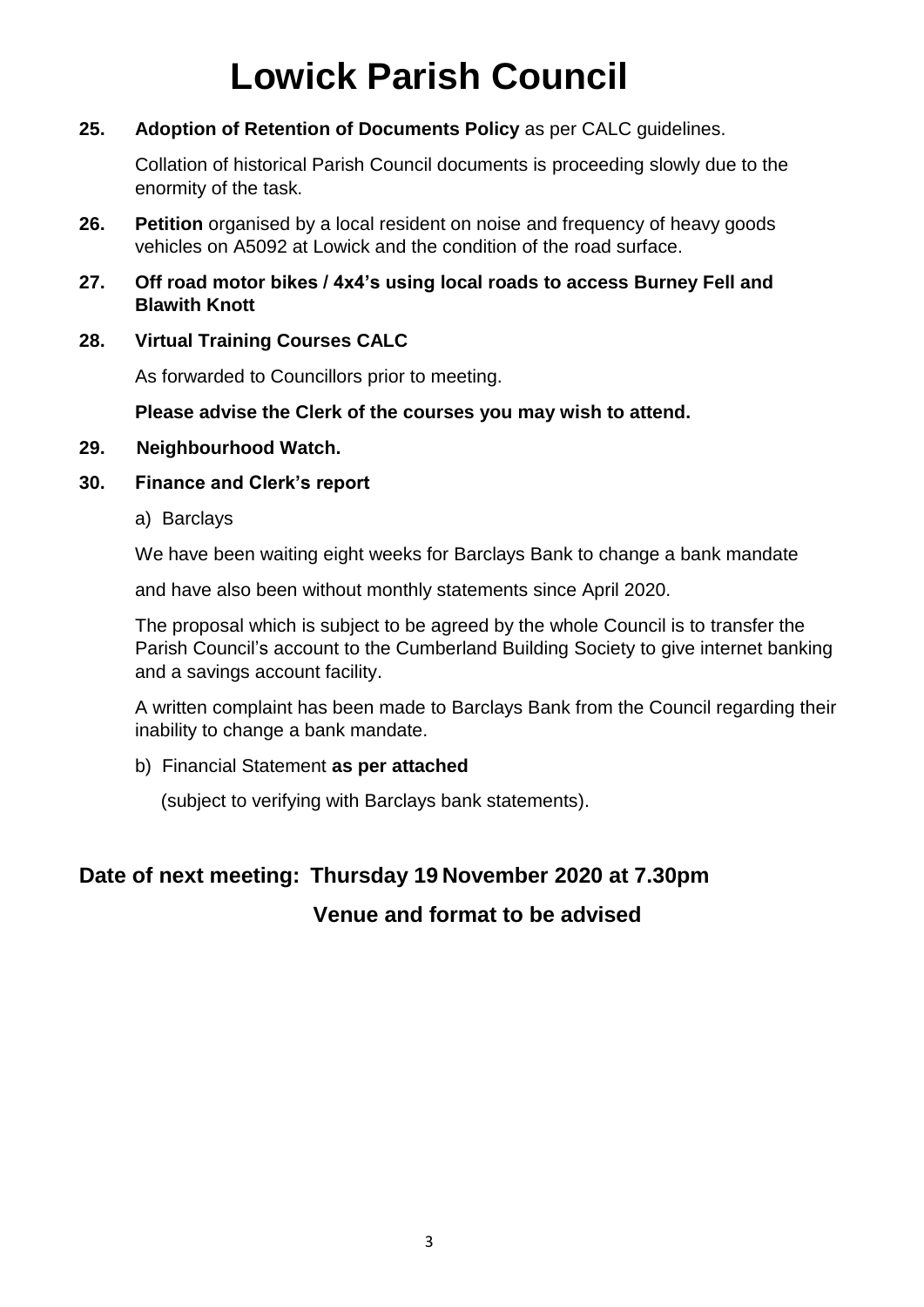# Lowick Parish Council

**25. Adoption of Retention of Documents Policy** as per CALC guidelines.

Collation of historical Parish Council documents is proceeding slowly due to the enormity of the task.

**26. Petition** organised by a local resident on noise and frequency of heavy goods vehicles on A5092 at Lowick and the condition of the road surface.

**27. Off road motor bikes / 4x4's using local roads to access Burney Fell and Blawith Knott**

**28. Virtual Training Courses CALC**

As forwarded to Councillors prior to meeting.

**Please advise the Clerk of the courses you may wish to attend.**

**29. Neighbourhood Watch.**

**30. Finance and Clerk's report**

a) Barclays

We have been waiting eight weeks for Barclays Bank to change a bank mandate

and have also been without monthly statements since April 2020.

The proposal which is subject to be agreed by the whole Council is to transfer the Parish Council's account to the Cumberland Building Society to give internet banking and a savings account facility.

A written complaint has been made to Barclays Bank from the Council regarding their inability to change a bank mandate.

b) Financial Statement **as per attached**

(subject to verifying with Barclays bank statements).

## Date of next meeting: Thursday 19 November 2020 at 7.30pm

## Venue and format to be advised